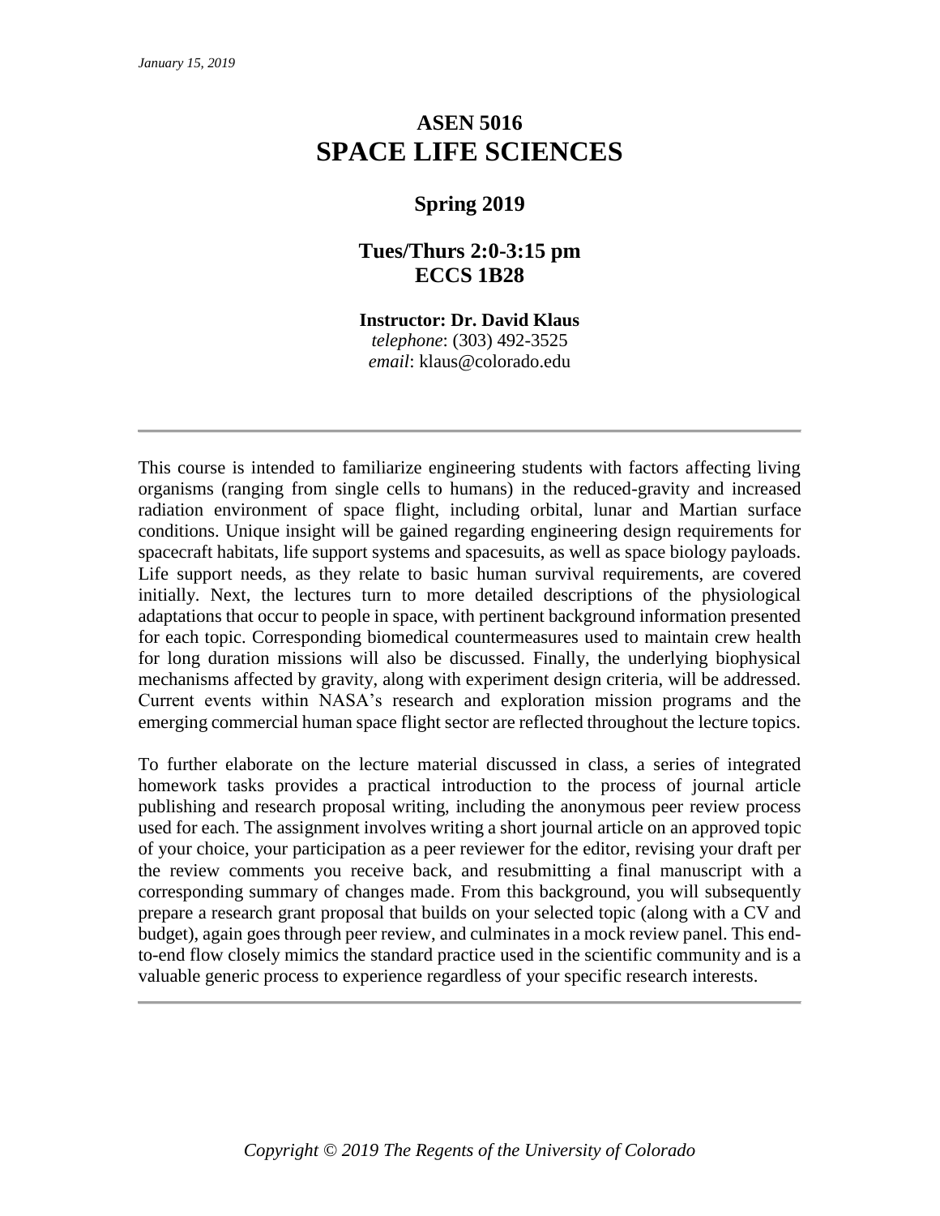*January 15, 2019*

# ASEN 5016
# SPACE LIFE SCIENCES

## Spring 2019

## Tues/Thurs 2:0-3:15 pm
## ECCS 1B28

**Instructor: Dr. David Klaus**
*telephone*: (303) 492-3525
*email*: klaus@colorado.edu

---

This course is intended to familiarize engineering students with factors affecting living organisms (ranging from single cells to humans) in the reduced-gravity and increased radiation environment of space flight, including orbital, lunar and Martian surface conditions. Unique insight will be gained regarding engineering design requirements for spacecraft habitats, life support systems and spacesuits, as well as space biology payloads. Life support needs, as they relate to basic human survival requirements, are covered initially. Next, the lectures turn to more detailed descriptions of the physiological adaptations that occur to people in space, with pertinent background information presented for each topic. Corresponding biomedical countermeasures used to maintain crew health for long duration missions will also be discussed. Finally, the underlying biophysical mechanisms affected by gravity, along with experiment design criteria, will be addressed. Current events within NASA's research and exploration mission programs and the emerging commercial human space flight sector are reflected throughout the lecture topics.

To further elaborate on the lecture material discussed in class, a series of integrated homework tasks provides a practical introduction to the process of journal article publishing and research proposal writing, including the anonymous peer review process used for each. The assignment involves writing a short journal article on an approved topic of your choice, your participation as a peer reviewer for the editor, revising your draft per the review comments you receive back, and resubmitting a final manuscript with a corresponding summary of changes made. From this background, you will subsequently prepare a research grant proposal that builds on your selected topic (along with a CV and budget), again goes through peer review, and culminates in a mock review panel. This end-to-end flow closely mimics the standard practice used in the scientific community and is a valuable generic process to experience regardless of your specific research interests.

---

*Copyright © 2019 The Regents of the University of Colorado*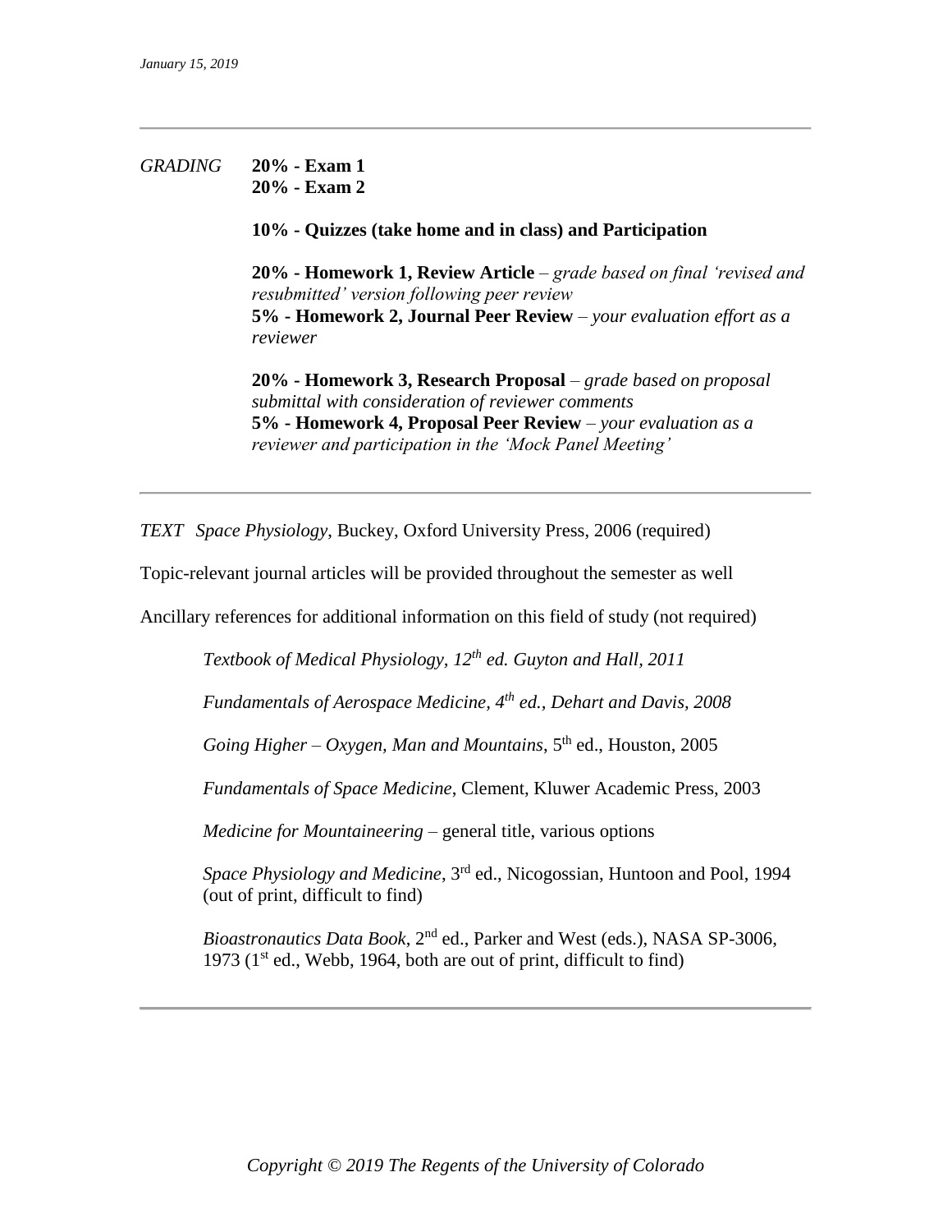*GRADING*

**20% - Exam 1**
**20% - Exam 2**

**10% - Quizzes (take home and in class) and Participation**

**20% - Homework 1, Review Article** – *grade based on final 'revised and resubmitted' version following peer review*
**5% - Homework 2, Journal Peer Review** – *your evaluation effort as a reviewer*

**20% - Homework 3, Research Proposal** – *grade based on proposal submittal with consideration of reviewer comments*
**5% - Homework 4, Proposal Peer Review** – *your evaluation as a reviewer and participation in the 'Mock Panel Meeting'*

---

*TEXT* *Space Physiology*, Buckey, Oxford University Press, 2006 (required)

Topic-relevant journal articles will be provided throughout the semester as well

Ancillary references for additional information on this field of study (not required)

*Textbook of Medical Physiology, 12th ed. Guyton and Hall, 2011*

*Fundamentals of Aerospace Medicine, 4th ed., Dehart and Davis, 2008*

*Going Higher – Oxygen, Man and Mountains*, 5th ed., Houston, 2005

*Fundamentals of Space Medicine*, Clement, Kluwer Academic Press, 2003

*Medicine for Mountaineering* – general title, various options

*Space Physiology and Medicine*, 3rd ed., Nicogossian, Huntoon and Pool, 1994 (out of print, difficult to find)

*Bioastronautics Data Book*, 2nd ed., Parker and West (eds.), NASA SP-3006, 1973 (1st ed., Webb, 1964, both are out of print, difficult to find)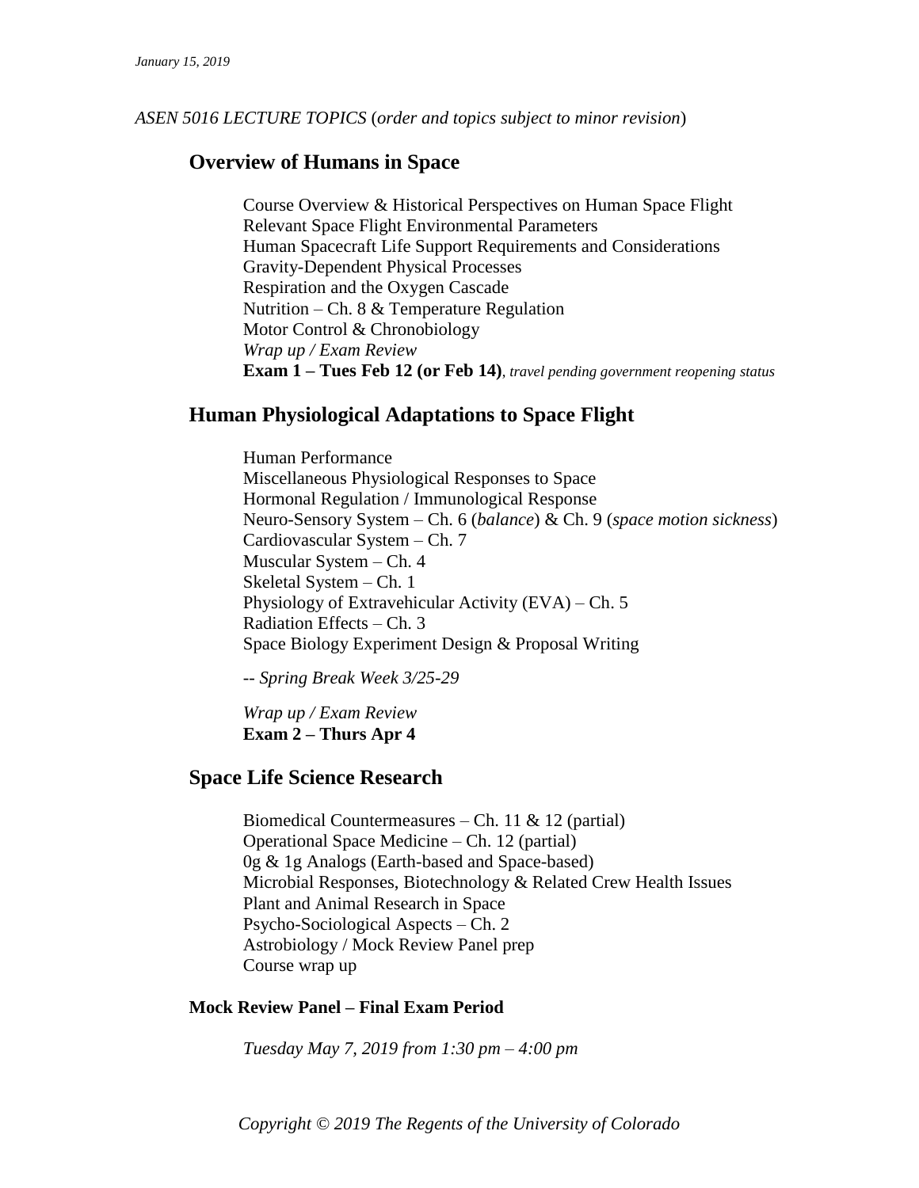*January 15, 2019*

*ASEN 5016 LECTURE TOPICS* (*order and topics subject to minor revision*)

## Overview of Humans in Space

Course Overview & Historical Perspectives on Human Space Flight
Relevant Space Flight Environmental Parameters
Human Spacecraft Life Support Requirements and Considerations
Gravity-Dependent Physical Processes
Respiration and the Oxygen Cascade
Nutrition – Ch. 8 & Temperature Regulation
Motor Control & Chronobiology
*Wrap up / Exam Review*
**Exam 1 – Tues Feb 12 (or Feb 14)**, *travel pending government reopening status*

## Human Physiological Adaptations to Space Flight

Human Performance
Miscellaneous Physiological Responses to Space
Hormonal Regulation / Immunological Response
Neuro-Sensory System – Ch. 6 (*balance*) & Ch. 9 (*space motion sickness*)
Cardiovascular System – Ch. 7
Muscular System – Ch. 4
Skeletal System – Ch. 1
Physiology of Extravehicular Activity (EVA) – Ch. 5
Radiation Effects – Ch. 3
Space Biology Experiment Design & Proposal Writing

*-- Spring Break Week 3/25-29*

*Wrap up / Exam Review*
**Exam 2 – Thurs Apr 4**

## Space Life Science Research

Biomedical Countermeasures – Ch. 11 & 12 (partial)
Operational Space Medicine – Ch. 12 (partial)
0g & 1g Analogs (Earth-based and Space-based)
Microbial Responses, Biotechnology & Related Crew Health Issues
Plant and Animal Research in Space
Psycho-Sociological Aspects – Ch. 2
Astrobiology / Mock Review Panel prep
Course wrap up

**Mock Review Panel – Final Exam Period**

*Tuesday May 7, 2019 from 1:30 pm – 4:00 pm*

*Copyright © 2019 The Regents of the University of Colorado*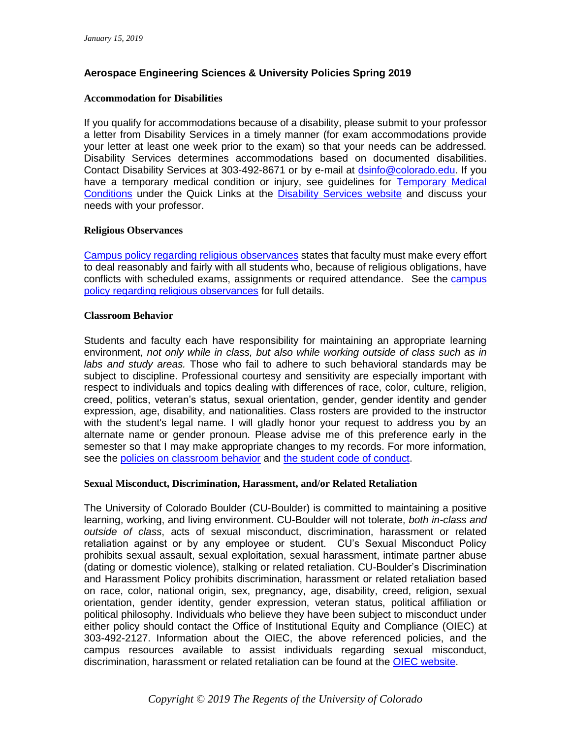*January 15, 2019*

## Aerospace Engineering Sciences & University Policies Spring 2019

### Accommodation for Disabilities

If you qualify for accommodations because of a disability, please submit to your professor a letter from Disability Services in a timely manner (for exam accommodations provide your letter at least one week prior to the exam) so that your needs can be addressed. Disability Services determines accommodations based on documented disabilities. Contact Disability Services at 303-492-8671 or by e-mail at dsinfo@colorado.edu. If you have a temporary medical condition or injury, see guidelines for Temporary Medical Conditions under the Quick Links at the Disability Services website and discuss your needs with your professor.

### Religious Observances

Campus policy regarding religious observances states that faculty must make every effort to deal reasonably and fairly with all students who, because of religious obligations, have conflicts with scheduled exams, assignments or required attendance. See the campus policy regarding religious observances for full details.

### Classroom Behavior

Students and faculty each have responsibility for maintaining an appropriate learning environment*, not only while in class, but also while working outside of class such as in labs and study areas.* Those who fail to adhere to such behavioral standards may be subject to discipline. Professional courtesy and sensitivity are especially important with respect to individuals and topics dealing with differences of race, color, culture, religion, creed, politics, veteran's status, sexual orientation, gender, gender identity and gender expression, age, disability, and nationalities. Class rosters are provided to the instructor with the student's legal name. I will gladly honor your request to address you by an alternate name or gender pronoun. Please advise me of this preference early in the semester so that I may make appropriate changes to my records. For more information, see the policies on classroom behavior and the student code of conduct.

### Sexual Misconduct, Discrimination, Harassment, and/or Related Retaliation

The University of Colorado Boulder (CU-Boulder) is committed to maintaining a positive learning, working, and living environment. CU-Boulder will not tolerate, *both in-class and outside of class*, acts of sexual misconduct, discrimination, harassment or related retaliation against or by any employee or student. CU's Sexual Misconduct Policy prohibits sexual assault, sexual exploitation, sexual harassment, intimate partner abuse (dating or domestic violence), stalking or related retaliation. CU-Boulder's Discrimination and Harassment Policy prohibits discrimination, harassment or related retaliation based on race, color, national origin, sex, pregnancy, age, disability, creed, religion, sexual orientation, gender identity, gender expression, veteran status, political affiliation or political philosophy. Individuals who believe they have been subject to misconduct under either policy should contact the Office of Institutional Equity and Compliance (OIEC) at 303-492-2127. Information about the OIEC, the above referenced policies, and the campus resources available to assist individuals regarding sexual misconduct, discrimination, harassment or related retaliation can be found at the OIEC website.

*Copyright © 2019 The Regents of the University of Colorado*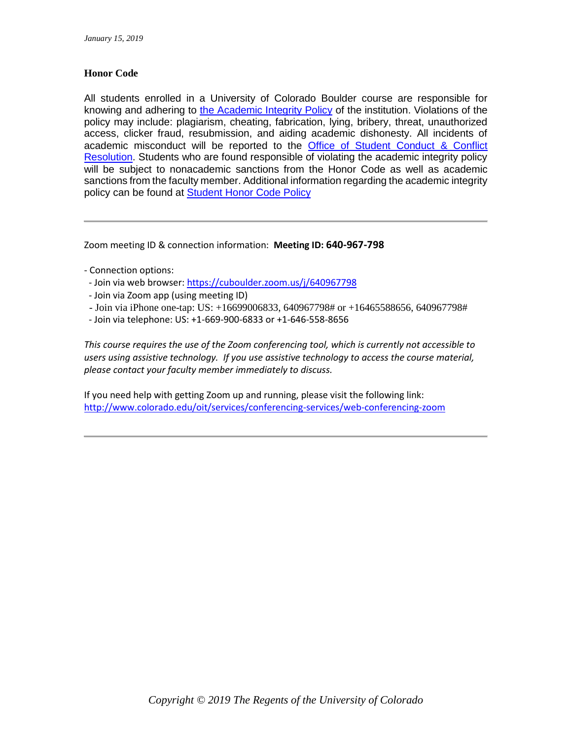**Honor Code**

All students enrolled in a University of Colorado Boulder course are responsible for knowing and adhering to [the Academic Integrity Policy](#) of the institution. Violations of the policy may include: plagiarism, cheating, fabrication, lying, bribery, threat, unauthorized access, clicker fraud, resubmission, and aiding academic dishonesty. All incidents of academic misconduct will be reported to the [Office of Student Conduct & Conflict Resolution](#). Students who are found responsible of violating the academic integrity policy will be subject to nonacademic sanctions from the Honor Code as well as academic sanctions from the faculty member. Additional information regarding the academic integrity policy can be found at [Student Honor Code Policy](#)

---

Zoom meeting ID & connection information: **Meeting ID: 640-967-798**

- Connection options:
  - Join via web browser: https://cuboulder.zoom.us/j/640967798
  - Join via Zoom app (using meeting ID)
  - Join via iPhone one-tap: US: +16699006833, 640967798# or +16465588656, 640967798#
  - Join via telephone: US: +1-669-900-6833 or +1-646-558-8656

*This course requires the use of the Zoom conferencing tool, which is currently not accessible to users using assistive technology. If you use assistive technology to access the course material, please contact your faculty member immediately to discuss.*

If you need help with getting Zoom up and running, please visit the following link:
http://www.colorado.edu/oit/services/conferencing-services/web-conferencing-zoom

---